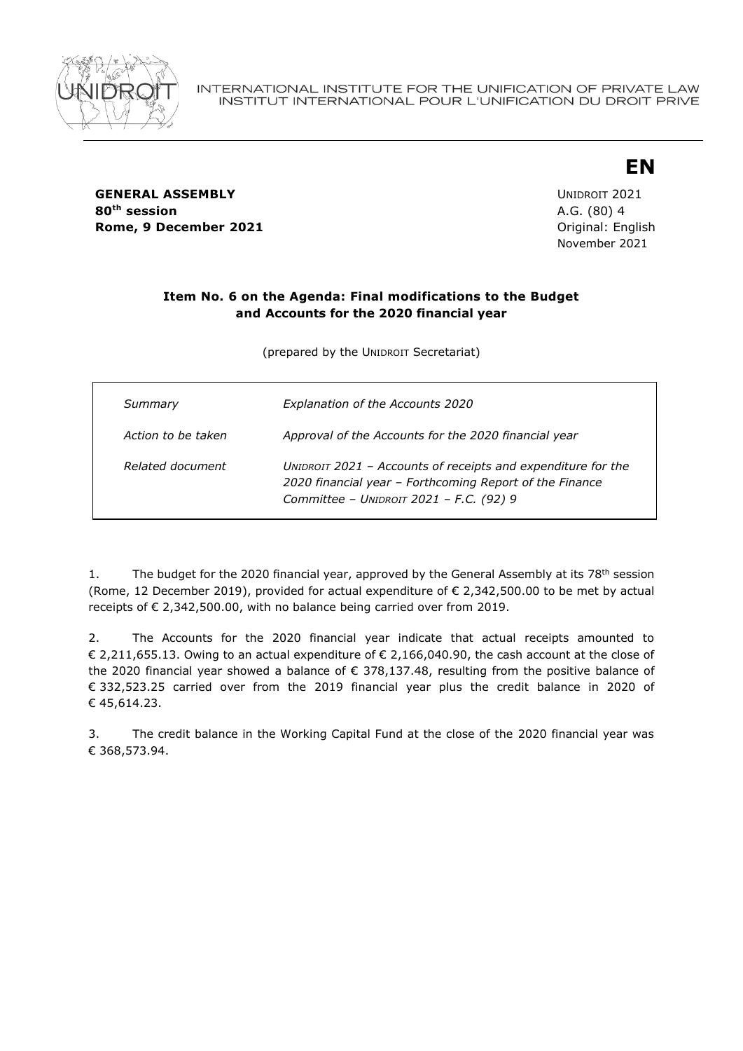INTERNATIONAL INSTITUTE FOR THE UNIFICATION OF PRIVATE LAW
INSTITUT INTERNATIONAL POUR L'UNIFICATION DU DROIT PRIVE

**EN**

**GENERAL ASSEMBLY**
**80th session**
**Rome, 9 December 2021**

UNIDROIT 2021
A.G. (80) 4
Original: English
November 2021

**Item No. 6 on the Agenda: Final modifications to the Budget and Accounts for the 2020 financial year**

(prepared by the UNIDROIT Secretariat)

| | |
|---|---|
| *Summary* | *Explanation of the Accounts 2020* |
| *Action to be taken* | *Approval of the Accounts for the 2020 financial year* |
| *Related document* | *UNIDROIT 2021 – Accounts of receipts and expenditure for the 2020 financial year – Forthcoming Report of the Finance Committee – UNIDROIT 2021 – F.C. (92) 9* |

1. The budget for the 2020 financial year, approved by the General Assembly at its 78th session (Rome, 12 December 2019), provided for actual expenditure of € 2,342,500.00 to be met by actual receipts of € 2,342,500.00, with no balance being carried over from 2019.

2. The Accounts for the 2020 financial year indicate that actual receipts amounted to € 2,211,655.13. Owing to an actual expenditure of € 2,166,040.90, the cash account at the close of the 2020 financial year showed a balance of € 378,137.48, resulting from the positive balance of € 332,523.25 carried over from the 2019 financial year plus the credit balance in 2020 of € 45,614.23.

3. The credit balance in the Working Capital Fund at the close of the 2020 financial year was € 368,573.94.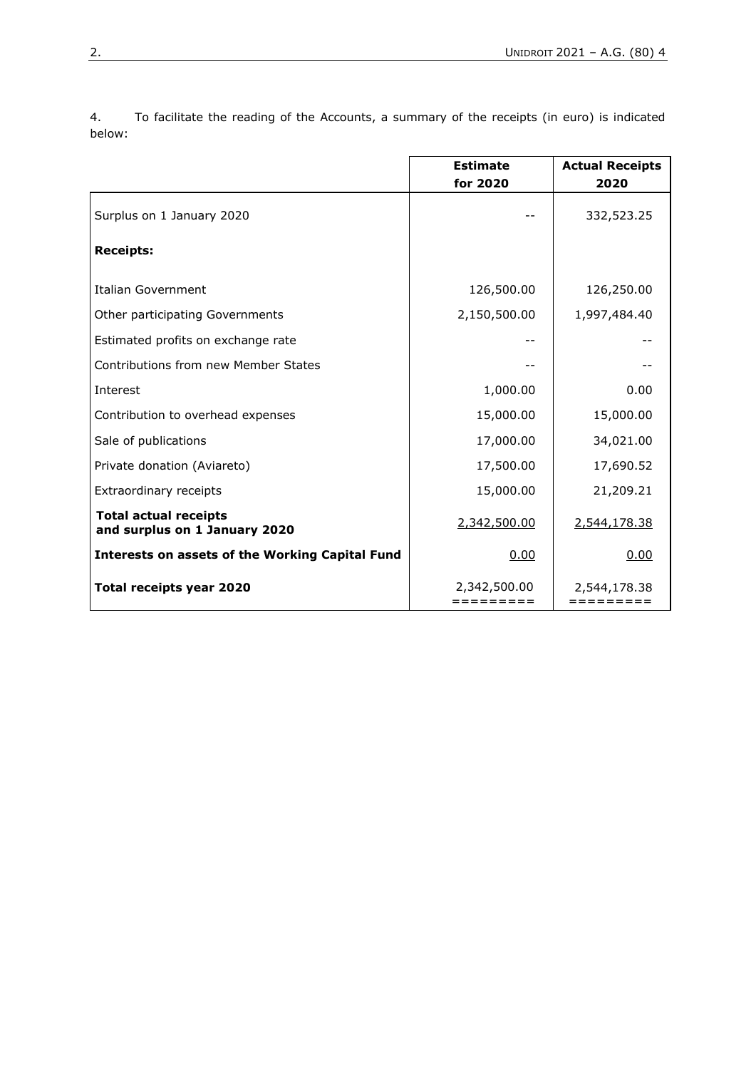4. To facilitate the reading of the Accounts, a summary of the receipts (in euro) is indicated below:

| | **Estimate for 2020** | **Actual Receipts 2020** |
|---|---|---|
| Surplus on 1 January 2020 | -- | 332,523.25 |
| **Receipts:** | | |
| Italian Government | 126,500.00 | 126,250.00 |
| Other participating Governments | 2,150,500.00 | 1,997,484.40 |
| Estimated profits on exchange rate | -- | -- |
| Contributions from new Member States | -- | -- |
| Interest | 1,000.00 | 0.00 |
| Contribution to overhead expenses | 15,000.00 | 15,000.00 |
| Sale of publications | 17,000.00 | 34,021.00 |
| Private donation (Aviareto) | 17,500.00 | 17,690.52 |
| Extraordinary receipts | 15,000.00 | 21,209.21 |
| **Total actual receipts and surplus on 1 January 2020** | 2,342,500.00 | 2,544,178.38 |
| **Interests on assets of the Working Capital Fund** | 0.00 | 0.00 |
| **Total receipts year 2020** | 2,342,500.00 | 2,544,178.38 |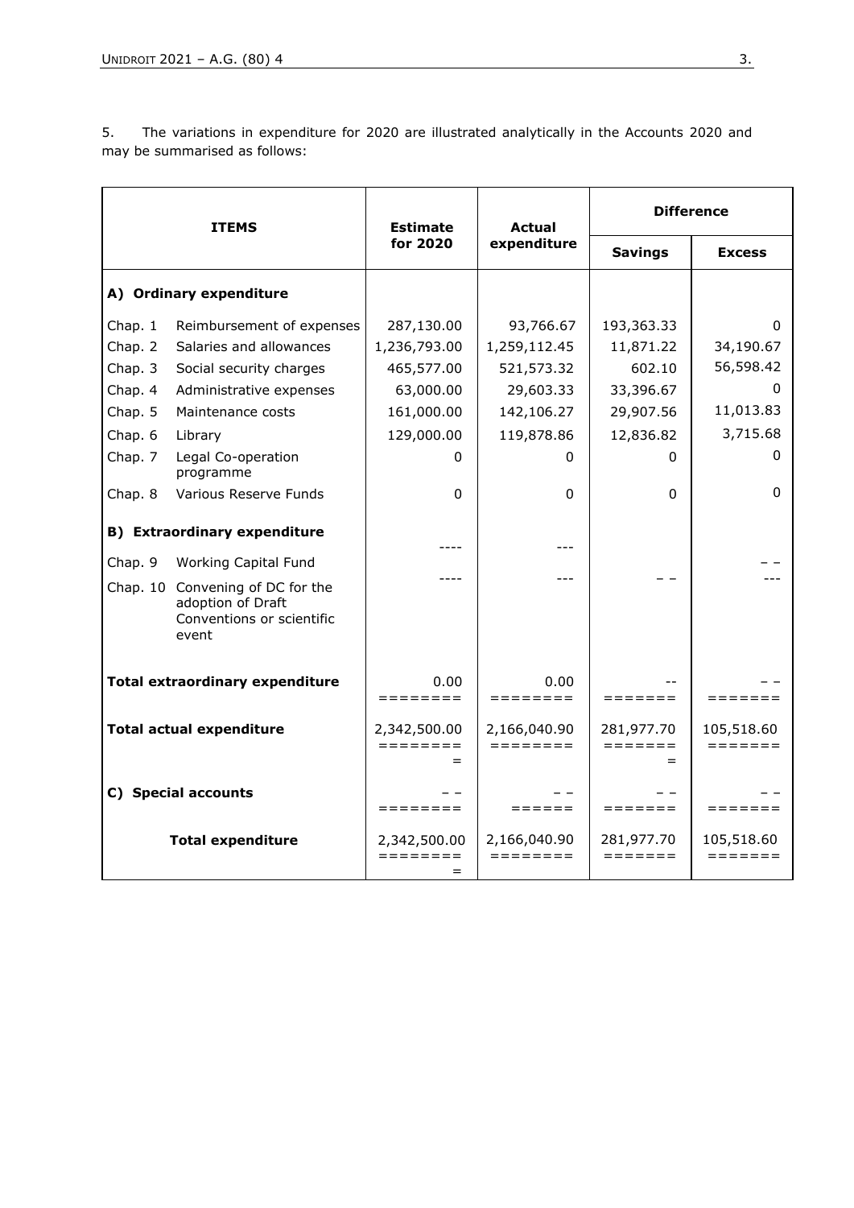5. The variations in expenditure for 2020 are illustrated analytically in the Accounts 2020 and may be summarised as follows:

| ITEMS | | Estimate for 2020 | Actual expenditure | Difference | |
|---|---|---|---|---|---|
| | | | | **Savings** | **Excess** |
| **A) Ordinary expenditure** | | | | | |
| Chap. 1 | Reimbursement of expenses | 287,130.00 | 93,766.67 | 193,363.33 | 0 |
| Chap. 2 | Salaries and allowances | 1,236,793.00 | 1,259,112.45 | 11,871.22 | 34,190.67 |
| Chap. 3 | Social security charges | 465,577.00 | 521,573.32 | 602.10 | 56,598.42 |
| Chap. 4 | Administrative expenses | 63,000.00 | 29,603.33 | 33,396.67 | 0 |
| Chap. 5 | Maintenance costs | 161,000.00 | 142,106.27 | 29,907.56 | 11,013.83 |
| Chap. 6 | Library | 129,000.00 | 119,878.86 | 12,836.82 | 3,715.68 |
| Chap. 7 | Legal Co-operation programme | 0 | 0 | 0 | 0 |
| Chap. 8 | Various Reserve Funds | 0 | 0 | 0 | 0 |
| **B) Extraordinary expenditure** | | | | | |
| Chap. 9 | Working Capital Fund | ---- | --- | | – – |
| Chap. 10 | Convening of DC for the adoption of Draft Conventions or scientific event | ---- | --- | – – | --- |
| **Total extraordinary expenditure** | | 0.00 | 0.00 | -- | – – |
| **Total actual expenditure** | | 2,342,500.00 | 2,166,040.90 | 281,977.70 | 105,518.60 |
| **C) Special accounts** | | – – | – – | – – | – – |
| **Total expenditure** | | 2,342,500.00 | 2,166,040.90 | 281,977.70 | 105,518.60 |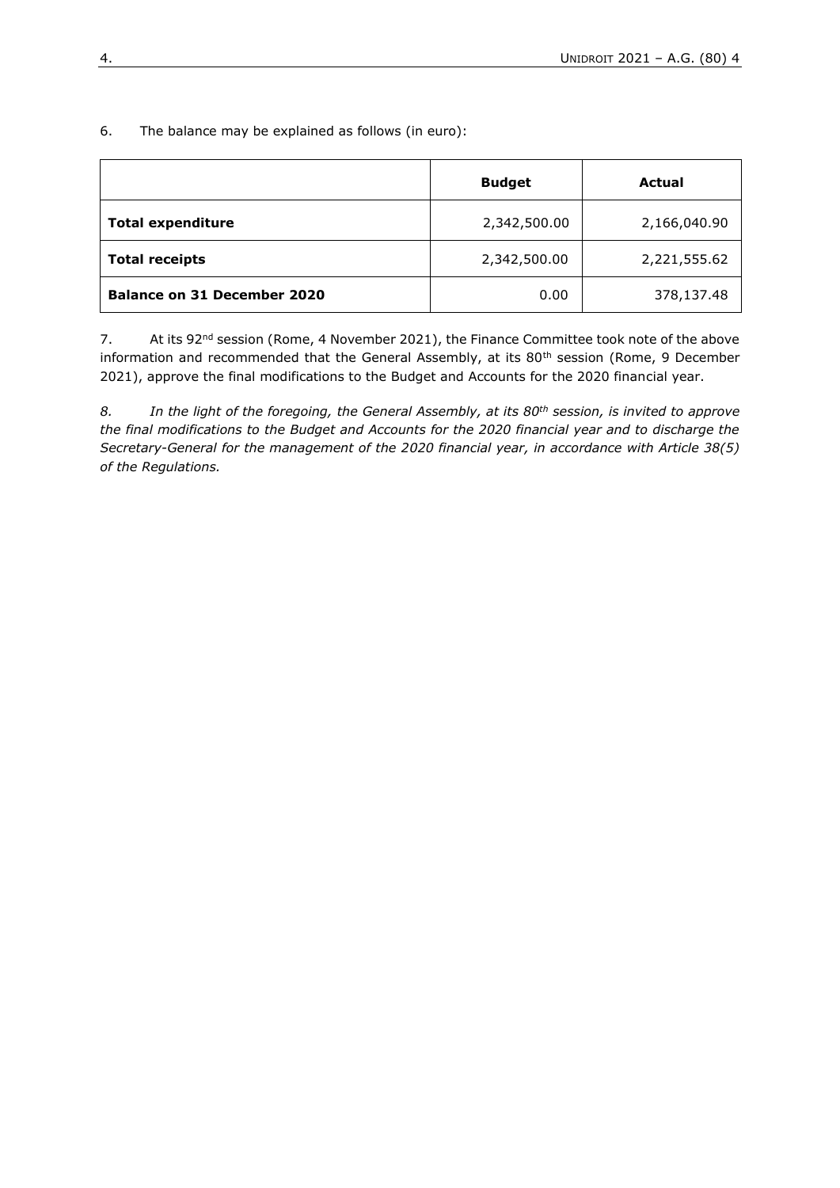6. The balance may be explained as follows (in euro):

| | **Budget** | **Actual** |
|---|---|---|
| **Total expenditure** | 2,342,500.00 | 2,166,040.90 |
| **Total receipts** | 2,342,500.00 | 2,221,555.62 |
| **Balance on 31 December 2020** | 0.00 | 378,137.48 |

7. At its 92nd session (Rome, 4 November 2021), the Finance Committee took note of the above information and recommended that the General Assembly, at its 80th session (Rome, 9 December 2021), approve the final modifications to the Budget and Accounts for the 2020 financial year.

*8. In the light of the foregoing, the General Assembly, at its 80th session, is invited to approve the final modifications to the Budget and Accounts for the 2020 financial year and to discharge the Secretary-General for the management of the 2020 financial year, in accordance with Article 38(5) of the Regulations.*